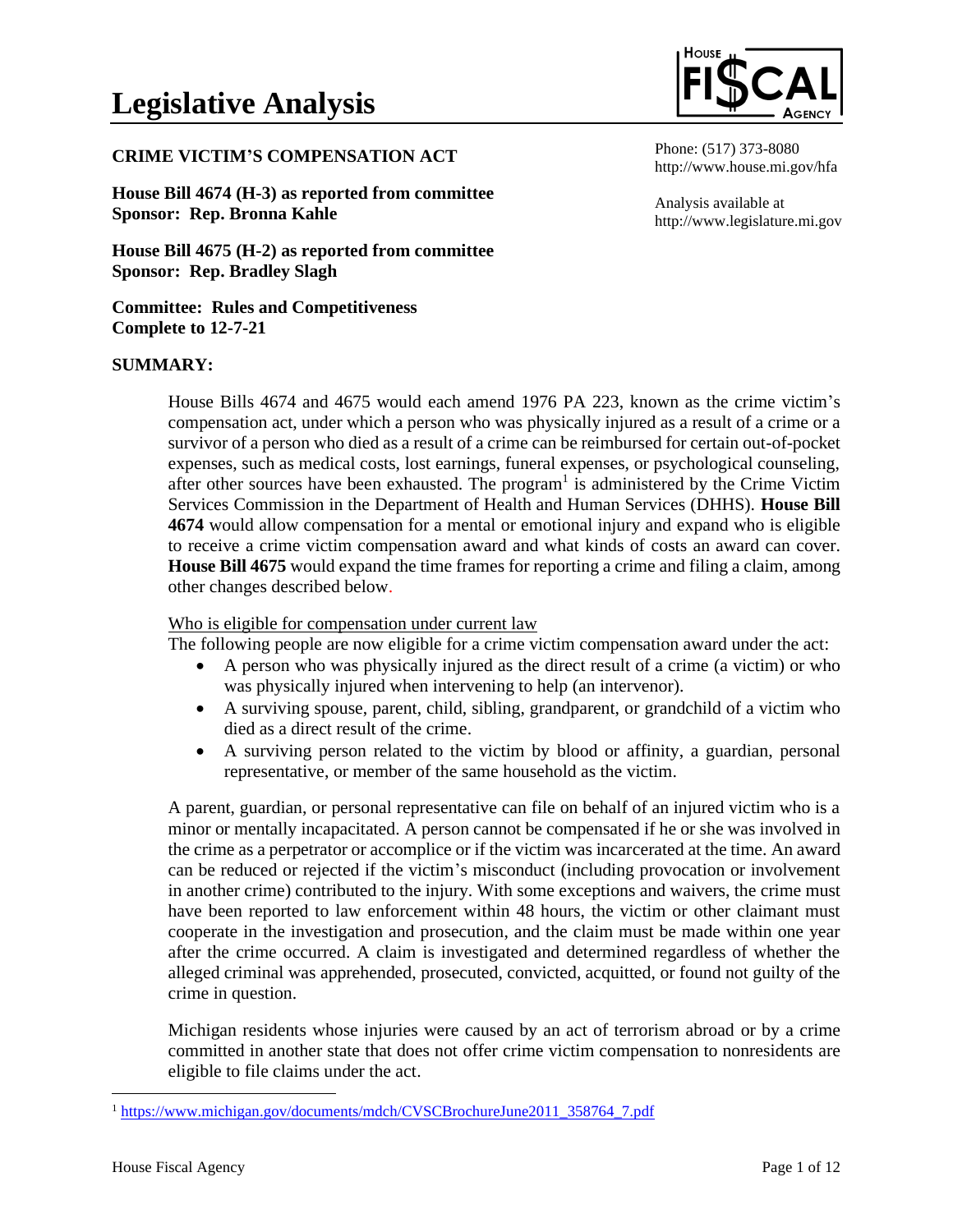# Legislative Analysis

HOUSE FISCAL AGENCY

Phone: (517) 373-8080
http://www.house.mi.gov/hfa

Analysis available at
http://www.legislature.mi.gov

**CRIME VICTIM'S COMPENSATION ACT**

**House Bill 4674 (H-3) as reported from committee**
**Sponsor: Rep. Bronna Kahle**

**House Bill 4675 (H-2) as reported from committee**
**Sponsor: Rep. Bradley Slagh**

**Committee: Rules and Competitiveness**
**Complete to 12-7-21**

**SUMMARY:**

House Bills 4674 and 4675 would each amend 1976 PA 223, known as the crime victim's compensation act, under which a person who was physically injured as a result of a crime or a survivor of a person who died as a result of a crime can be reimbursed for certain out-of-pocket expenses, such as medical costs, lost earnings, funeral expenses, or psychological counseling, after other sources have been exhausted. The program[1] is administered by the Crime Victim Services Commission in the Department of Health and Human Services (DHHS). **House Bill 4674** would allow compensation for a mental or emotional injury and expand who is eligible to receive a crime victim compensation award and what kinds of costs an award can cover. **House Bill 4675** would expand the time frames for reporting a crime and filing a claim, among other changes described below.

Who is eligible for compensation under current law

The following people are now eligible for a crime victim compensation award under the act:

- A person who was physically injured as the direct result of a crime (a victim) or who was physically injured when intervening to help (an intervenor).
- A surviving spouse, parent, child, sibling, grandparent, or grandchild of a victim who died as a direct result of the crime.
- A surviving person related to the victim by blood or affinity, a guardian, personal representative, or member of the same household as the victim.

A parent, guardian, or personal representative can file on behalf of an injured victim who is a minor or mentally incapacitated. A person cannot be compensated if he or she was involved in the crime as a perpetrator or accomplice or if the victim was incarcerated at the time. An award can be reduced or rejected if the victim's misconduct (including provocation or involvement in another crime) contributed to the injury. With some exceptions and waivers, the crime must have been reported to law enforcement within 48 hours, the victim or other claimant must cooperate in the investigation and prosecution, and the claim must be made within one year after the crime occurred. A claim is investigated and determined regardless of whether the alleged criminal was apprehended, prosecuted, convicted, acquitted, or found not guilty of the crime in question.

Michigan residents whose injuries were caused by an act of terrorism abroad or by a crime committed in another state that does not offer crime victim compensation to nonresidents are eligible to file claims under the act.

[1] https://www.michigan.gov/documents/mdch/CVSCBrochureJune2011_358764_7.pdf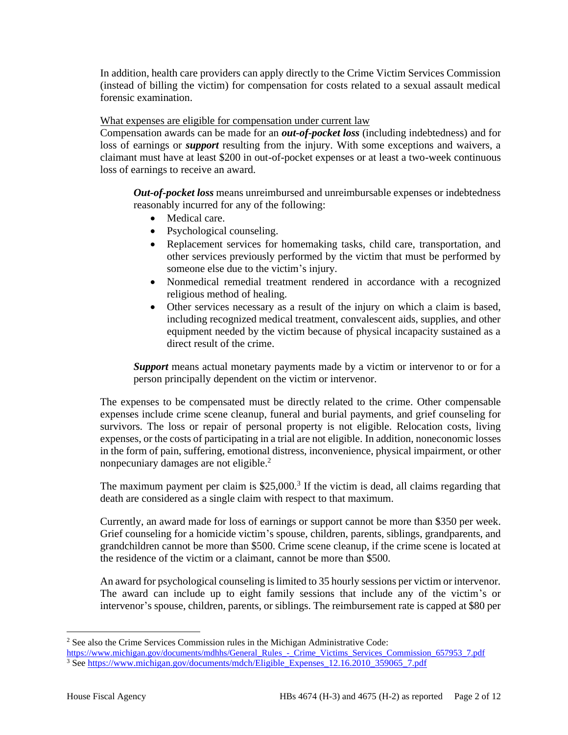In addition, health care providers can apply directly to the Crime Victim Services Commission (instead of billing the victim) for compensation for costs related to a sexual assault medical forensic examination.

What expenses are eligible for compensation under current law

Compensation awards can be made for an ***out-of-pocket loss*** (including indebtedness) and for loss of earnings or ***support*** resulting from the injury. With some exceptions and waivers, a claimant must have at least $200 in out-of-pocket expenses or at least a two-week continuous loss of earnings to receive an award.

> ***Out-of-pocket loss*** means unreimbursed and unreimbursable expenses or indebtedness reasonably incurred for any of the following:
>
> - Medical care.
> - Psychological counseling.
> - Replacement services for homemaking tasks, child care, transportation, and other services previously performed by the victim that must be performed by someone else due to the victim's injury.
> - Nonmedical remedial treatment rendered in accordance with a recognized religious method of healing.
> - Other services necessary as a result of the injury on which a claim is based, including recognized medical treatment, convalescent aids, supplies, and other equipment needed by the victim because of physical incapacity sustained as a direct result of the crime.
>
> ***Support*** means actual monetary payments made by a victim or intervenor to or for a person principally dependent on the victim or intervenor.

The expenses to be compensated must be directly related to the crime. Other compensable expenses include crime scene cleanup, funeral and burial payments, and grief counseling for survivors. The loss or repair of personal property is not eligible. Relocation costs, living expenses, or the costs of participating in a trial are not eligible. In addition, noneconomic losses in the form of pain, suffering, emotional distress, inconvenience, physical impairment, or other nonpecuniary damages are not eligible.[2]

The maximum payment per claim is $25,000.[3] If the victim is dead, all claims regarding that death are considered as a single claim with respect to that maximum.

Currently, an award made for loss of earnings or support cannot be more than $350 per week. Grief counseling for a homicide victim's spouse, children, parents, siblings, grandparents, and grandchildren cannot be more than $500. Crime scene cleanup, if the crime scene is located at the residence of the victim or a claimant, cannot be more than $500.

An award for psychological counseling is limited to 35 hourly sessions per victim or intervenor. The award can include up to eight family sessions that include any of the victim's or intervenor's spouse, children, parents, or siblings. The reimbursement rate is capped at $80 per

---

[2] See also the Crime Services Commission rules in the Michigan Administrative Code: https://www.michigan.gov/documents/mdhhs/General_Rules_-_Crime_Victims_Services_Commission_657953_7.pdf

[3] See https://www.michigan.gov/documents/mdch/Eligible_Expenses_12.16.2010_359065_7.pdf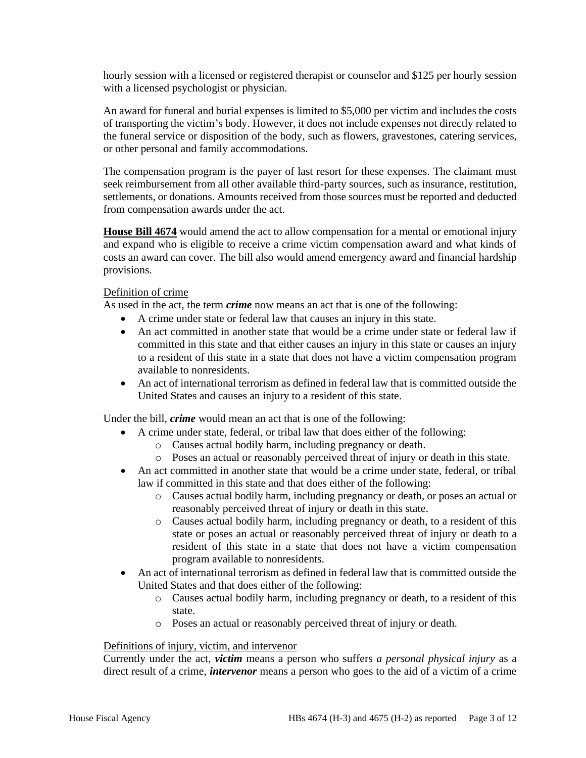hourly session with a licensed or registered therapist or counselor and $125 per hourly session with a licensed psychologist or physician.

An award for funeral and burial expenses is limited to $5,000 per victim and includes the costs of transporting the victim's body. However, it does not include expenses not directly related to the funeral service or disposition of the body, such as flowers, gravestones, catering services, or other personal and family accommodations.

The compensation program is the payer of last resort for these expenses. The claimant must seek reimbursement from all other available third-party sources, such as insurance, restitution, settlements, or donations. Amounts received from those sources must be reported and deducted from compensation awards under the act.

**House Bill 4674** would amend the act to allow compensation for a mental or emotional injury and expand who is eligible to receive a crime victim compensation award and what kinds of costs an award can cover. The bill also would amend emergency award and financial hardship provisions.

Definition of crime

As used in the act, the term ***crime*** now means an act that is one of the following:

- A crime under state or federal law that causes an injury in this state.
- An act committed in another state that would be a crime under state or federal law if committed in this state and that either causes an injury in this state or causes an injury to a resident of this state in a state that does not have a victim compensation program available to nonresidents.
- An act of international terrorism as defined in federal law that is committed outside the United States and causes an injury to a resident of this state.

Under the bill, ***crime*** would mean an act that is one of the following:

- A crime under state, federal, or tribal law that does either of the following:
  - Causes actual bodily harm, including pregnancy or death.
  - Poses an actual or reasonably perceived threat of injury or death in this state.
- An act committed in another state that would be a crime under state, federal, or tribal law if committed in this state and that does either of the following:
  - Causes actual bodily harm, including pregnancy or death, or poses an actual or reasonably perceived threat of injury or death in this state.
  - Causes actual bodily harm, including pregnancy or death, to a resident of this state or poses an actual or reasonably perceived threat of injury or death to a resident of this state in a state that does not have a victim compensation program available to nonresidents.
- An act of international terrorism as defined in federal law that is committed outside the United States and that does either of the following:
  - Causes actual bodily harm, including pregnancy or death, to a resident of this state.
  - Poses an actual or reasonably perceived threat of injury or death.

Definitions of injury, victim, and intervenor

Currently under the act, ***victim*** means a person who suffers *a personal physical injury* as a direct result of a crime, ***intervenor*** means a person who goes to the aid of a victim of a crime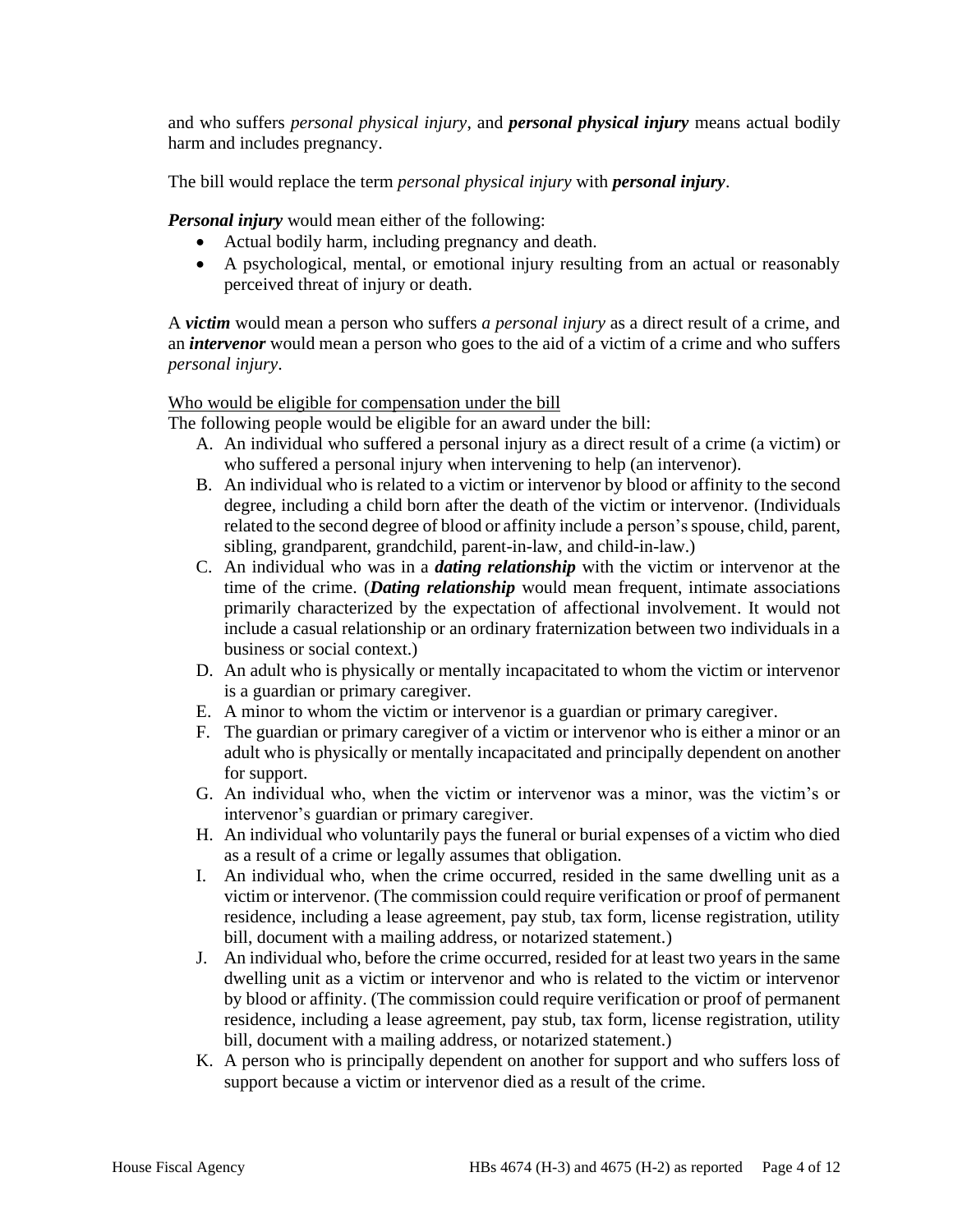and who suffers *personal physical injury*, and ***personal physical injury*** means actual bodily harm and includes pregnancy.

The bill would replace the term *personal physical injury* with ***personal injury***.

***Personal injury*** would mean either of the following:

- Actual bodily harm, including pregnancy and death.
- A psychological, mental, or emotional injury resulting from an actual or reasonably perceived threat of injury or death.

A ***victim*** would mean a person who suffers *a personal injury* as a direct result of a crime, and an ***intervenor*** would mean a person who goes to the aid of a victim of a crime and who suffers *personal injury*.

<u>Who would be eligible for compensation under the bill</u>

The following people would be eligible for an award under the bill:

A. An individual who suffered a personal injury as a direct result of a crime (a victim) or who suffered a personal injury when intervening to help (an intervenor).
B. An individual who is related to a victim or intervenor by blood or affinity to the second degree, including a child born after the death of the victim or intervenor. (Individuals related to the second degree of blood or affinity include a person's spouse, child, parent, sibling, grandparent, grandchild, parent-in-law, and child-in-law.)
C. An individual who was in a ***dating relationship*** with the victim or intervenor at the time of the crime. (***Dating relationship*** would mean frequent, intimate associations primarily characterized by the expectation of affectional involvement. It would not include a casual relationship or an ordinary fraternization between two individuals in a business or social context.)
D. An adult who is physically or mentally incapacitated to whom the victim or intervenor is a guardian or primary caregiver.
E. A minor to whom the victim or intervenor is a guardian or primary caregiver.
F. The guardian or primary caregiver of a victim or intervenor who is either a minor or an adult who is physically or mentally incapacitated and principally dependent on another for support.
G. An individual who, when the victim or intervenor was a minor, was the victim's or intervenor's guardian or primary caregiver.
H. An individual who voluntarily pays the funeral or burial expenses of a victim who died as a result of a crime or legally assumes that obligation.
I. An individual who, when the crime occurred, resided in the same dwelling unit as a victim or intervenor. (The commission could require verification or proof of permanent residence, including a lease agreement, pay stub, tax form, license registration, utility bill, document with a mailing address, or notarized statement.)
J. An individual who, before the crime occurred, resided for at least two years in the same dwelling unit as a victim or intervenor and who is related to the victim or intervenor by blood or affinity. (The commission could require verification or proof of permanent residence, including a lease agreement, pay stub, tax form, license registration, utility bill, document with a mailing address, or notarized statement.)
K. A person who is principally dependent on another for support and who suffers loss of support because a victim or intervenor died as a result of the crime.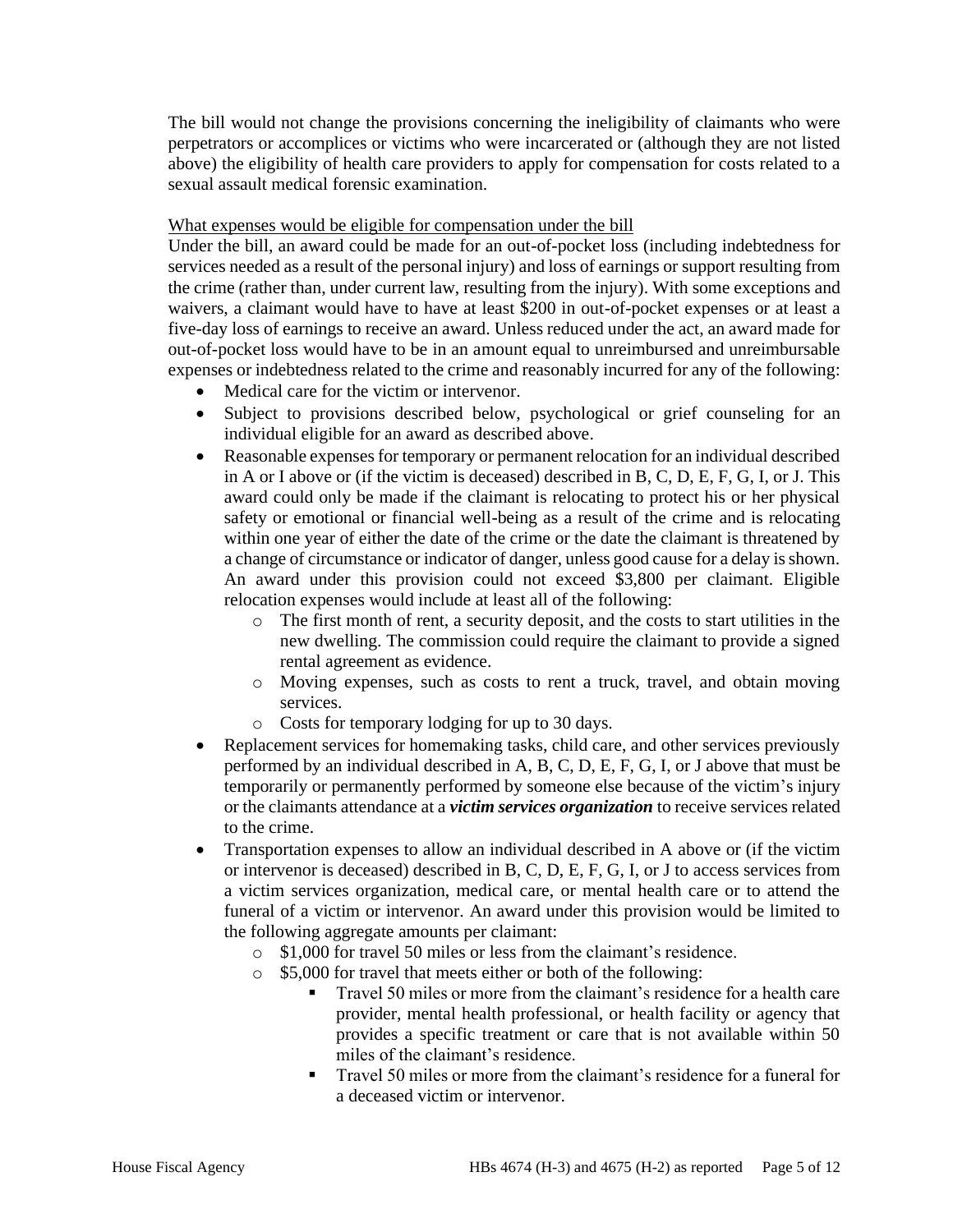The bill would not change the provisions concerning the ineligibility of claimants who were perpetrators or accomplices or victims who were incarcerated or (although they are not listed above) the eligibility of health care providers to apply for compensation for costs related to a sexual assault medical forensic examination.

<u>What expenses would be eligible for compensation under the bill</u>

Under the bill, an award could be made for an out-of-pocket loss (including indebtedness for services needed as a result of the personal injury) and loss of earnings or support resulting from the crime (rather than, under current law, resulting from the injury). With some exceptions and waivers, a claimant would have to have at least $200 in out-of-pocket expenses or at least a five-day loss of earnings to receive an award. Unless reduced under the act, an award made for out-of-pocket loss would have to be in an amount equal to unreimbursed and unreimbursable expenses or indebtedness related to the crime and reasonably incurred for any of the following:

- Medical care for the victim or intervenor.
- Subject to provisions described below, psychological or grief counseling for an individual eligible for an award as described above.
- Reasonable expenses for temporary or permanent relocation for an individual described in A or I above or (if the victim is deceased) described in B, C, D, E, F, G, I, or J. This award could only be made if the claimant is relocating to protect his or her physical safety or emotional or financial well-being as a result of the crime and is relocating within one year of either the date of the crime or the date the claimant is threatened by a change of circumstance or indicator of danger, unless good cause for a delay is shown. An award under this provision could not exceed $3,800 per claimant. Eligible relocation expenses would include at least all of the following:
    - The first month of rent, a security deposit, and the costs to start utilities in the new dwelling. The commission could require the claimant to provide a signed rental agreement as evidence.
    - Moving expenses, such as costs to rent a truck, travel, and obtain moving services.
    - Costs for temporary lodging for up to 30 days.
- Replacement services for homemaking tasks, child care, and other services previously performed by an individual described in A, B, C, D, E, F, G, I, or J above that must be temporarily or permanently performed by someone else because of the victim's injury or the claimants attendance at a ***victim services organization*** to receive services related to the crime.
- Transportation expenses to allow an individual described in A above or (if the victim or intervenor is deceased) described in B, C, D, E, F, G, I, or J to access services from a victim services organization, medical care, or mental health care or to attend the funeral of a victim or intervenor. An award under this provision would be limited to the following aggregate amounts per claimant:
    - $1,000 for travel 50 miles or less from the claimant's residence.
    - $5,000 for travel that meets either or both of the following:
        - Travel 50 miles or more from the claimant's residence for a health care provider, mental health professional, or health facility or agency that provides a specific treatment or care that is not available within 50 miles of the claimant's residence.
        - Travel 50 miles or more from the claimant's residence for a funeral for a deceased victim or intervenor.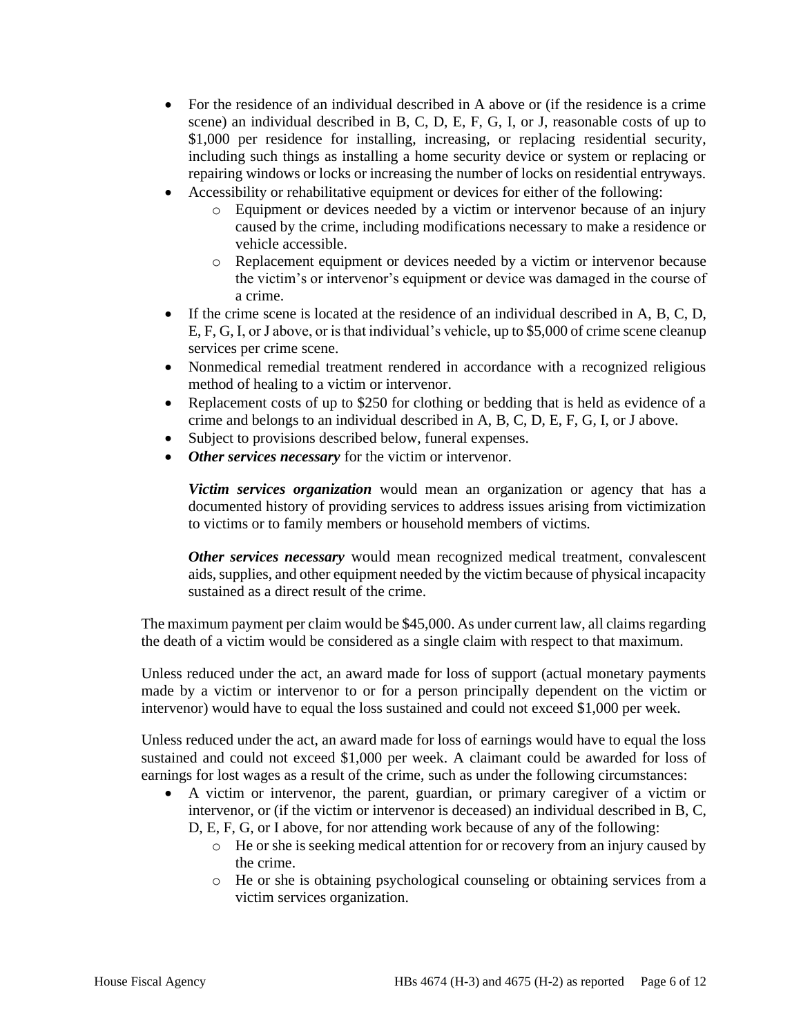- For the residence of an individual described in A above or (if the residence is a crime scene) an individual described in B, C, D, E, F, G, I, or J, reasonable costs of up to $1,000 per residence for installing, increasing, or replacing residential security, including such things as installing a home security device or system or replacing or repairing windows or locks or increasing the number of locks on residential entryways.
- Accessibility or rehabilitative equipment or devices for either of the following:
  - Equipment or devices needed by a victim or intervenor because of an injury caused by the crime, including modifications necessary to make a residence or vehicle accessible.
  - Replacement equipment or devices needed by a victim or intervenor because the victim's or intervenor's equipment or device was damaged in the course of a crime.
- If the crime scene is located at the residence of an individual described in A, B, C, D, E, F, G, I, or J above, or is that individual's vehicle, up to $5,000 of crime scene cleanup services per crime scene.
- Nonmedical remedial treatment rendered in accordance with a recognized religious method of healing to a victim or intervenor.
- Replacement costs of up to $250 for clothing or bedding that is held as evidence of a crime and belongs to an individual described in A, B, C, D, E, F, G, I, or J above.
- Subject to provisions described below, funeral expenses.
- ***Other services necessary*** for the victim or intervenor.

  ***Victim services organization*** would mean an organization or agency that has a documented history of providing services to address issues arising from victimization to victims or to family members or household members of victims.

  ***Other services necessary*** would mean recognized medical treatment, convalescent aids, supplies, and other equipment needed by the victim because of physical incapacity sustained as a direct result of the crime.

The maximum payment per claim would be $45,000. As under current law, all claims regarding the death of a victim would be considered as a single claim with respect to that maximum.

Unless reduced under the act, an award made for loss of support (actual monetary payments made by a victim or intervenor to or for a person principally dependent on the victim or intervenor) would have to equal the loss sustained and could not exceed $1,000 per week.

Unless reduced under the act, an award made for loss of earnings would have to equal the loss sustained and could not exceed $1,000 per week. A claimant could be awarded for loss of earnings for lost wages as a result of the crime, such as under the following circumstances:

- A victim or intervenor, the parent, guardian, or primary caregiver of a victim or intervenor, or (if the victim or intervenor is deceased) an individual described in B, C, D, E, F, G, or I above, for nor attending work because of any of the following:
  - He or she is seeking medical attention for or recovery from an injury caused by the crime.
  - He or she is obtaining psychological counseling or obtaining services from a victim services organization.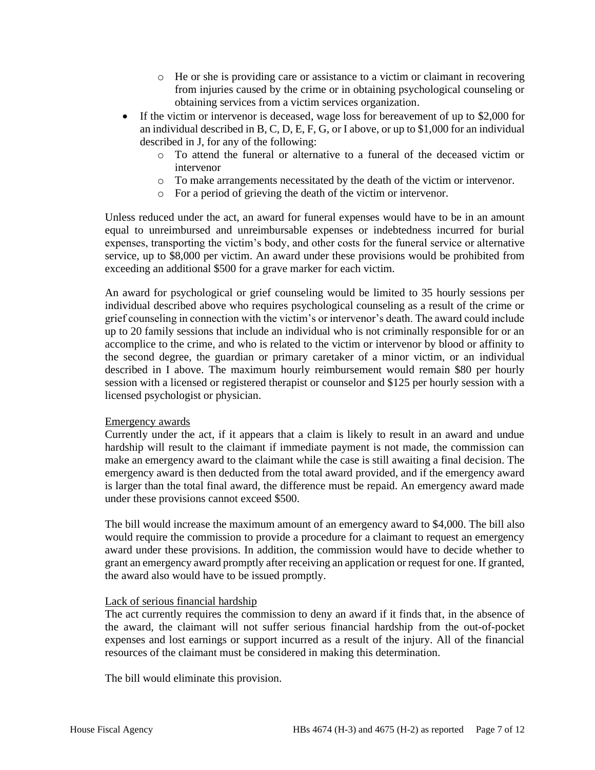- He or she is providing care or assistance to a victim or claimant in recovering from injuries caused by the crime or in obtaining psychological counseling or obtaining services from a victim services organization.
- If the victim or intervenor is deceased, wage loss for bereavement of up to $2,000 for an individual described in B, C, D, E, F, G, or I above, or up to $1,000 for an individual described in J, for any of the following:
    - To attend the funeral or alternative to a funeral of the deceased victim or intervenor
    - To make arrangements necessitated by the death of the victim or intervenor.
    - For a period of grieving the death of the victim or intervenor.

Unless reduced under the act, an award for funeral expenses would have to be in an amount equal to unreimbursed and unreimbursable expenses or indebtedness incurred for burial expenses, transporting the victim's body, and other costs for the funeral service or alternative service, up to $8,000 per victim. An award under these provisions would be prohibited from exceeding an additional $500 for a grave marker for each victim.

An award for psychological or grief counseling would be limited to 35 hourly sessions per individual described above who requires psychological counseling as a result of the crime or grief counseling in connection with the victim's or intervenor's death. The award could include up to 20 family sessions that include an individual who is not criminally responsible for or an accomplice to the crime, and who is related to the victim or intervenor by blood or affinity to the second degree, the guardian or primary caretaker of a minor victim, or an individual described in I above. The maximum hourly reimbursement would remain $80 per hourly session with a licensed or registered therapist or counselor and $125 per hourly session with a licensed psychologist or physician.

<u>Emergency awards</u>
Currently under the act, if it appears that a claim is likely to result in an award and undue hardship will result to the claimant if immediate payment is not made, the commission can make an emergency award to the claimant while the case is still awaiting a final decision. The emergency award is then deducted from the total award provided, and if the emergency award is larger than the total final award, the difference must be repaid. An emergency award made under these provisions cannot exceed $500.

The bill would increase the maximum amount of an emergency award to $4,000. The bill also would require the commission to provide a procedure for a claimant to request an emergency award under these provisions. In addition, the commission would have to decide whether to grant an emergency award promptly after receiving an application or request for one. If granted, the award also would have to be issued promptly.

<u>Lack of serious financial hardship</u>
The act currently requires the commission to deny an award if it finds that, in the absence of the award, the claimant will not suffer serious financial hardship from the out-of-pocket expenses and lost earnings or support incurred as a result of the injury. All of the financial resources of the claimant must be considered in making this determination.

The bill would eliminate this provision.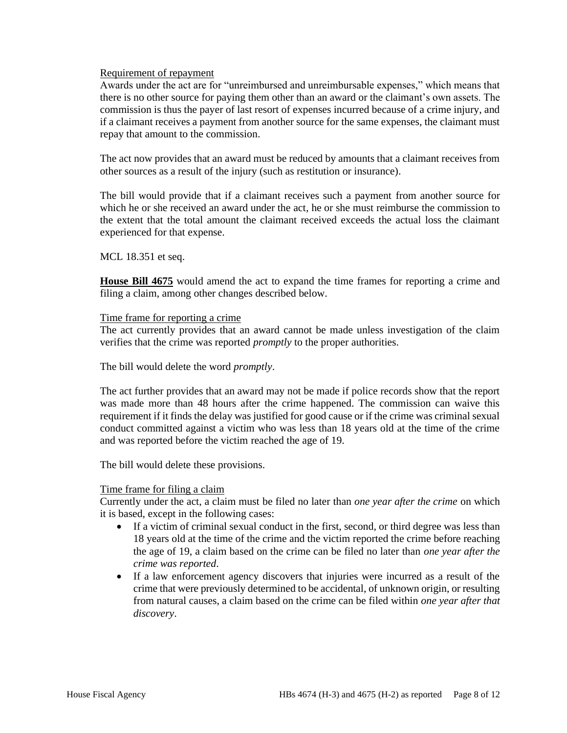Requirement of repayment

Awards under the act are for "unreimbursed and unreimbursable expenses," which means that there is no other source for paying them other than an award or the claimant's own assets. The commission is thus the payer of last resort of expenses incurred because of a crime injury, and if a claimant receives a payment from another source for the same expenses, the claimant must repay that amount to the commission.

The act now provides that an award must be reduced by amounts that a claimant receives from other sources as a result of the injury (such as restitution or insurance).

The bill would provide that if a claimant receives such a payment from another source for which he or she received an award under the act, he or she must reimburse the commission to the extent that the total amount the claimant received exceeds the actual loss the claimant experienced for that expense.

MCL 18.351 et seq.

**House Bill 4675** would amend the act to expand the time frames for reporting a crime and filing a claim, among other changes described below.

Time frame for reporting a crime

The act currently provides that an award cannot be made unless investigation of the claim verifies that the crime was reported *promptly* to the proper authorities.

The bill would delete the word *promptly*.

The act further provides that an award may not be made if police records show that the report was made more than 48 hours after the crime happened. The commission can waive this requirement if it finds the delay was justified for good cause or if the crime was criminal sexual conduct committed against a victim who was less than 18 years old at the time of the crime and was reported before the victim reached the age of 19.

The bill would delete these provisions.

Time frame for filing a claim

Currently under the act, a claim must be filed no later than *one year after the crime* on which it is based, except in the following cases:

- If a victim of criminal sexual conduct in the first, second, or third degree was less than 18 years old at the time of the crime and the victim reported the crime before reaching the age of 19, a claim based on the crime can be filed no later than *one year after the crime was reported*.
- If a law enforcement agency discovers that injuries were incurred as a result of the crime that were previously determined to be accidental, of unknown origin, or resulting from natural causes, a claim based on the crime can be filed within *one year after that discovery*.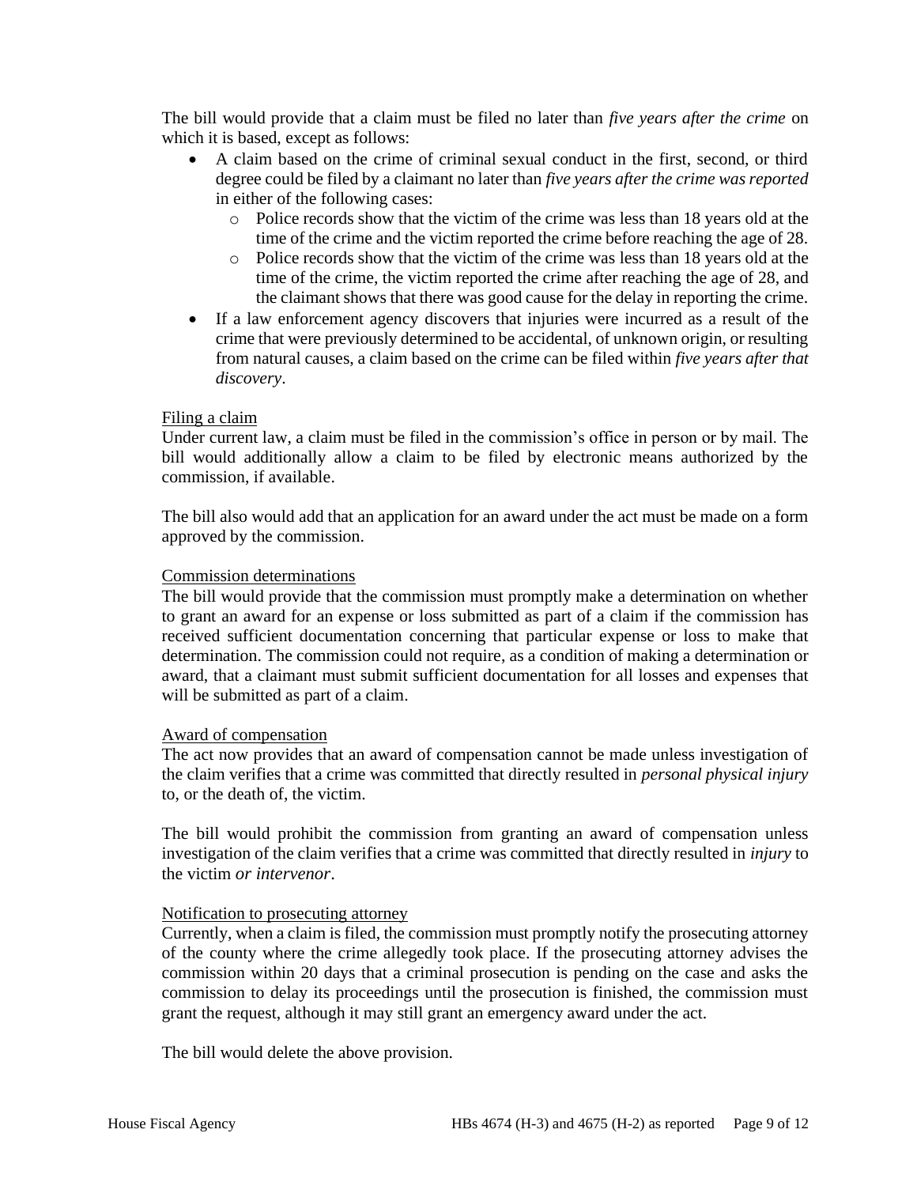The bill would provide that a claim must be filed no later than *five years after the crime* on which it is based, except as follows:

- A claim based on the crime of criminal sexual conduct in the first, second, or third degree could be filed by a claimant no later than *five years after the crime was reported* in either of the following cases:
  - Police records show that the victim of the crime was less than 18 years old at the time of the crime and the victim reported the crime before reaching the age of 28.
  - Police records show that the victim of the crime was less than 18 years old at the time of the crime, the victim reported the crime after reaching the age of 28, and the claimant shows that there was good cause for the delay in reporting the crime.
- If a law enforcement agency discovers that injuries were incurred as a result of the crime that were previously determined to be accidental, of unknown origin, or resulting from natural causes, a claim based on the crime can be filed within *five years after that discovery*.

<u>Filing a claim</u>

Under current law, a claim must be filed in the commission's office in person or by mail. The bill would additionally allow a claim to be filed by electronic means authorized by the commission, if available.

The bill also would add that an application for an award under the act must be made on a form approved by the commission.

<u>Commission determinations</u>

The bill would provide that the commission must promptly make a determination on whether to grant an award for an expense or loss submitted as part of a claim if the commission has received sufficient documentation concerning that particular expense or loss to make that determination. The commission could not require, as a condition of making a determination or award, that a claimant must submit sufficient documentation for all losses and expenses that will be submitted as part of a claim.

<u>Award of compensation</u>

The act now provides that an award of compensation cannot be made unless investigation of the claim verifies that a crime was committed that directly resulted in *personal physical injury* to, or the death of, the victim.

The bill would prohibit the commission from granting an award of compensation unless investigation of the claim verifies that a crime was committed that directly resulted in *injury* to the victim *or intervenor*.

<u>Notification to prosecuting attorney</u>

Currently, when a claim is filed, the commission must promptly notify the prosecuting attorney of the county where the crime allegedly took place. If the prosecuting attorney advises the commission within 20 days that a criminal prosecution is pending on the case and asks the commission to delay its proceedings until the prosecution is finished, the commission must grant the request, although it may still grant an emergency award under the act.

The bill would delete the above provision.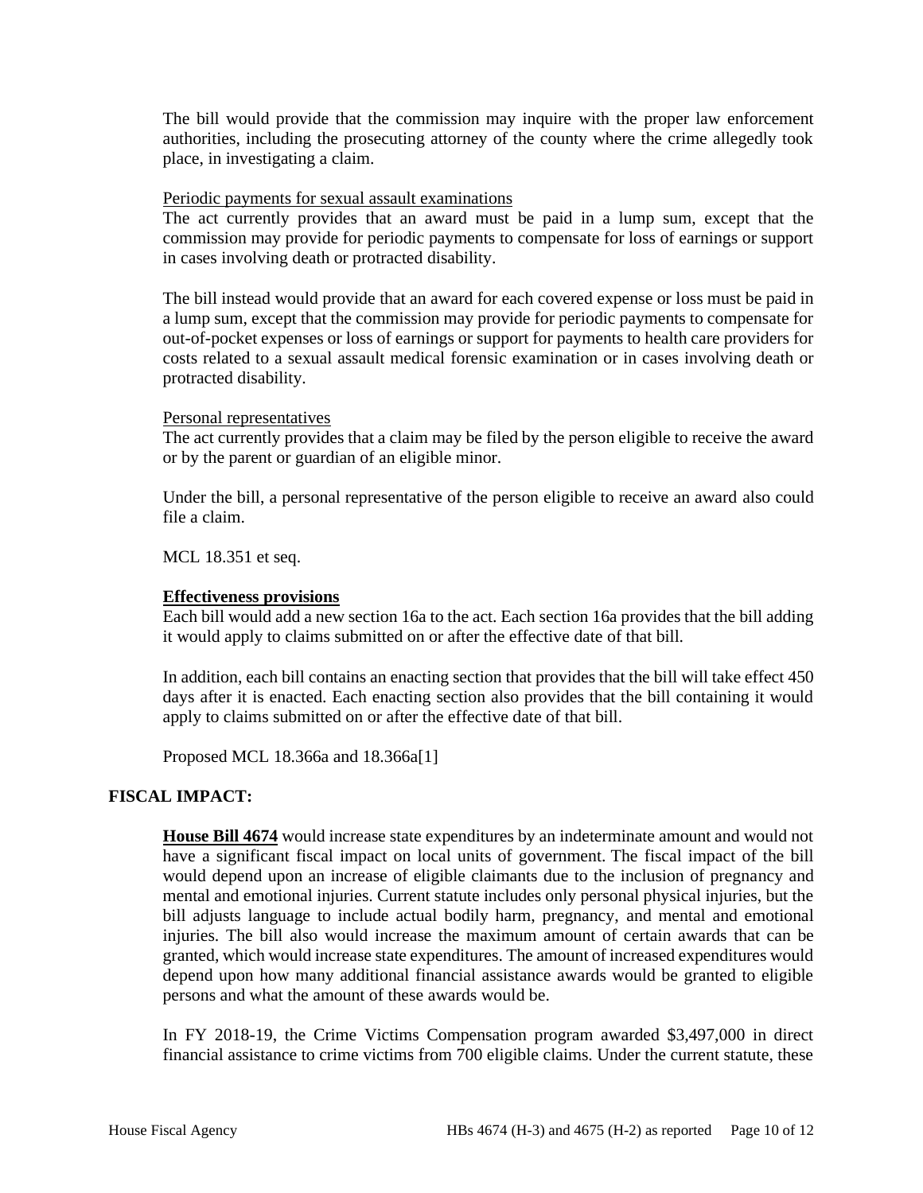The bill would provide that the commission may inquire with the proper law enforcement authorities, including the prosecuting attorney of the county where the crime allegedly took place, in investigating a claim.

Periodic payments for sexual assault examinations

The act currently provides that an award must be paid in a lump sum, except that the commission may provide for periodic payments to compensate for loss of earnings or support in cases involving death or protracted disability.

The bill instead would provide that an award for each covered expense or loss must be paid in a lump sum, except that the commission may provide for periodic payments to compensate for out-of-pocket expenses or loss of earnings or support for payments to health care providers for costs related to a sexual assault medical forensic examination or in cases involving death or protracted disability.

Personal representatives

The act currently provides that a claim may be filed by the person eligible to receive the award or by the parent or guardian of an eligible minor.

Under the bill, a personal representative of the person eligible to receive an award also could file a claim.

MCL 18.351 et seq.

**Effectiveness provisions**

Each bill would add a new section 16a to the act. Each section 16a provides that the bill adding it would apply to claims submitted on or after the effective date of that bill.

In addition, each bill contains an enacting section that provides that the bill will take effect 450 days after it is enacted. Each enacting section also provides that the bill containing it would apply to claims submitted on or after the effective date of that bill.

Proposed MCL 18.366a and 18.366a[1]

## FISCAL IMPACT:

**House Bill 4674** would increase state expenditures by an indeterminate amount and would not have a significant fiscal impact on local units of government. The fiscal impact of the bill would depend upon an increase of eligible claimants due to the inclusion of pregnancy and mental and emotional injuries. Current statute includes only personal physical injuries, but the bill adjusts language to include actual bodily harm, pregnancy, and mental and emotional injuries. The bill also would increase the maximum amount of certain awards that can be granted, which would increase state expenditures. The amount of increased expenditures would depend upon how many additional financial assistance awards would be granted to eligible persons and what the amount of these awards would be.

In FY 2018-19, the Crime Victims Compensation program awarded \$3,497,000 in direct financial assistance to crime victims from 700 eligible claims. Under the current statute, these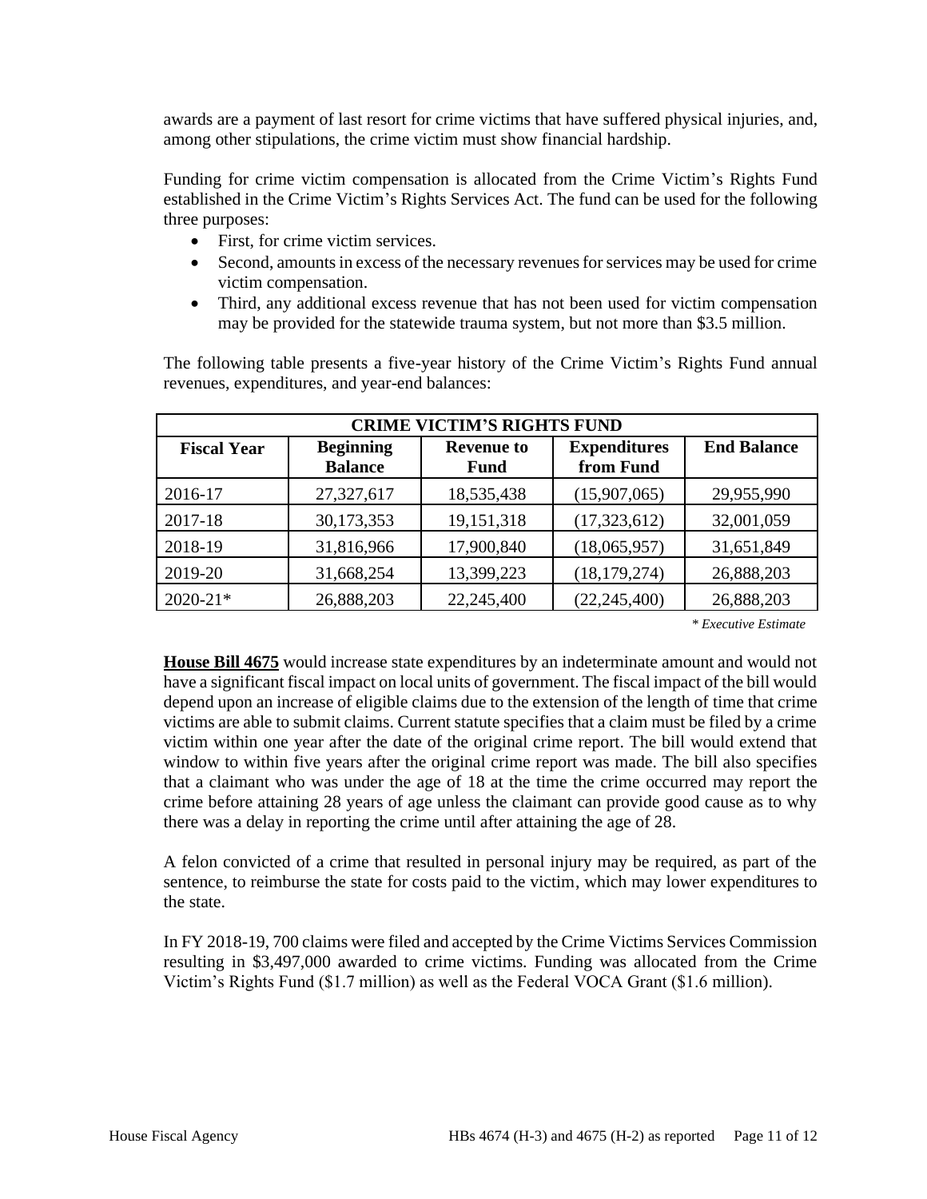awards are a payment of last resort for crime victims that have suffered physical injuries, and, among other stipulations, the crime victim must show financial hardship.

Funding for crime victim compensation is allocated from the Crime Victim's Rights Fund established in the Crime Victim's Rights Services Act. The fund can be used for the following three purposes:

- First, for crime victim services.
- Second, amounts in excess of the necessary revenues for services may be used for crime victim compensation.
- Third, any additional excess revenue that has not been used for victim compensation may be provided for the statewide trauma system, but not more than $3.5 million.

The following table presents a five-year history of the Crime Victim's Rights Fund annual revenues, expenditures, and year-end balances:

| CRIME VICTIM'S RIGHTS FUND | | | | |
|---|---|---|---|---|
| **Fiscal Year** | **Beginning Balance** | **Revenue to Fund** | **Expenditures from Fund** | **End Balance** |
| 2016-17 | 27,327,617 | 18,535,438 | (15,907,065) | 29,955,990 |
| 2017-18 | 30,173,353 | 19,151,318 | (17,323,612) | 32,001,059 |
| 2018-19 | 31,816,966 | 17,900,840 | (18,065,957) | 31,651,849 |
| 2019-20 | 31,668,254 | 13,399,223 | (18,179,274) | 26,888,203 |
| 2020-21* | 26,888,203 | 22,245,400 | (22,245,400) | 26,888,203 |

*\* Executive Estimate*

**House Bill 4675** would increase state expenditures by an indeterminate amount and would not have a significant fiscal impact on local units of government. The fiscal impact of the bill would depend upon an increase of eligible claims due to the extension of the length of time that crime victims are able to submit claims. Current statute specifies that a claim must be filed by a crime victim within one year after the date of the original crime report. The bill would extend that window to within five years after the original crime report was made. The bill also specifies that a claimant who was under the age of 18 at the time the crime occurred may report the crime before attaining 28 years of age unless the claimant can provide good cause as to why there was a delay in reporting the crime until after attaining the age of 28.

A felon convicted of a crime that resulted in personal injury may be required, as part of the sentence, to reimburse the state for costs paid to the victim, which may lower expenditures to the state.

In FY 2018-19, 700 claims were filed and accepted by the Crime Victims Services Commission resulting in $3,497,000 awarded to crime victims. Funding was allocated from the Crime Victim's Rights Fund ($1.7 million) as well as the Federal VOCA Grant ($1.6 million).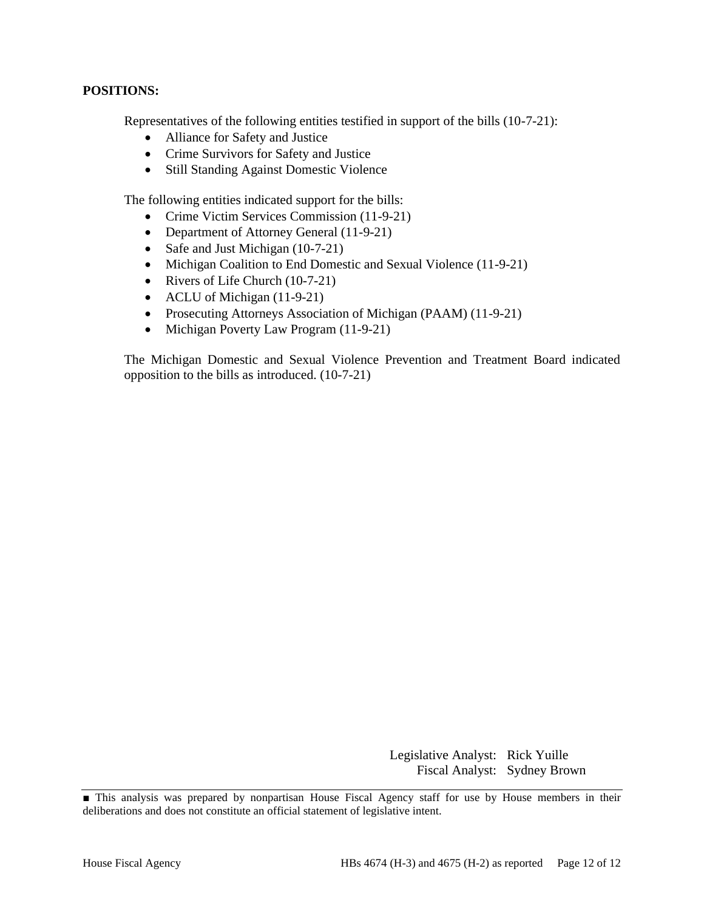**POSITIONS:**

Representatives of the following entities testified in support of the bills (10-7-21):

- Alliance for Safety and Justice
- Crime Survivors for Safety and Justice
- Still Standing Against Domestic Violence

The following entities indicated support for the bills:

- Crime Victim Services Commission (11-9-21)
- Department of Attorney General (11-9-21)
- Safe and Just Michigan (10-7-21)
- Michigan Coalition to End Domestic and Sexual Violence (11-9-21)
- Rivers of Life Church (10-7-21)
- ACLU of Michigan (11-9-21)
- Prosecuting Attorneys Association of Michigan (PAAM) (11-9-21)
- Michigan Poverty Law Program (11-9-21)

The Michigan Domestic and Sexual Violence Prevention and Treatment Board indicated opposition to the bills as introduced. (10-7-21)

Legislative Analyst: Rick Yuille
Fiscal Analyst: Sydney Brown

■ This analysis was prepared by nonpartisan House Fiscal Agency staff for use by House members in their deliberations and does not constitute an official statement of legislative intent.